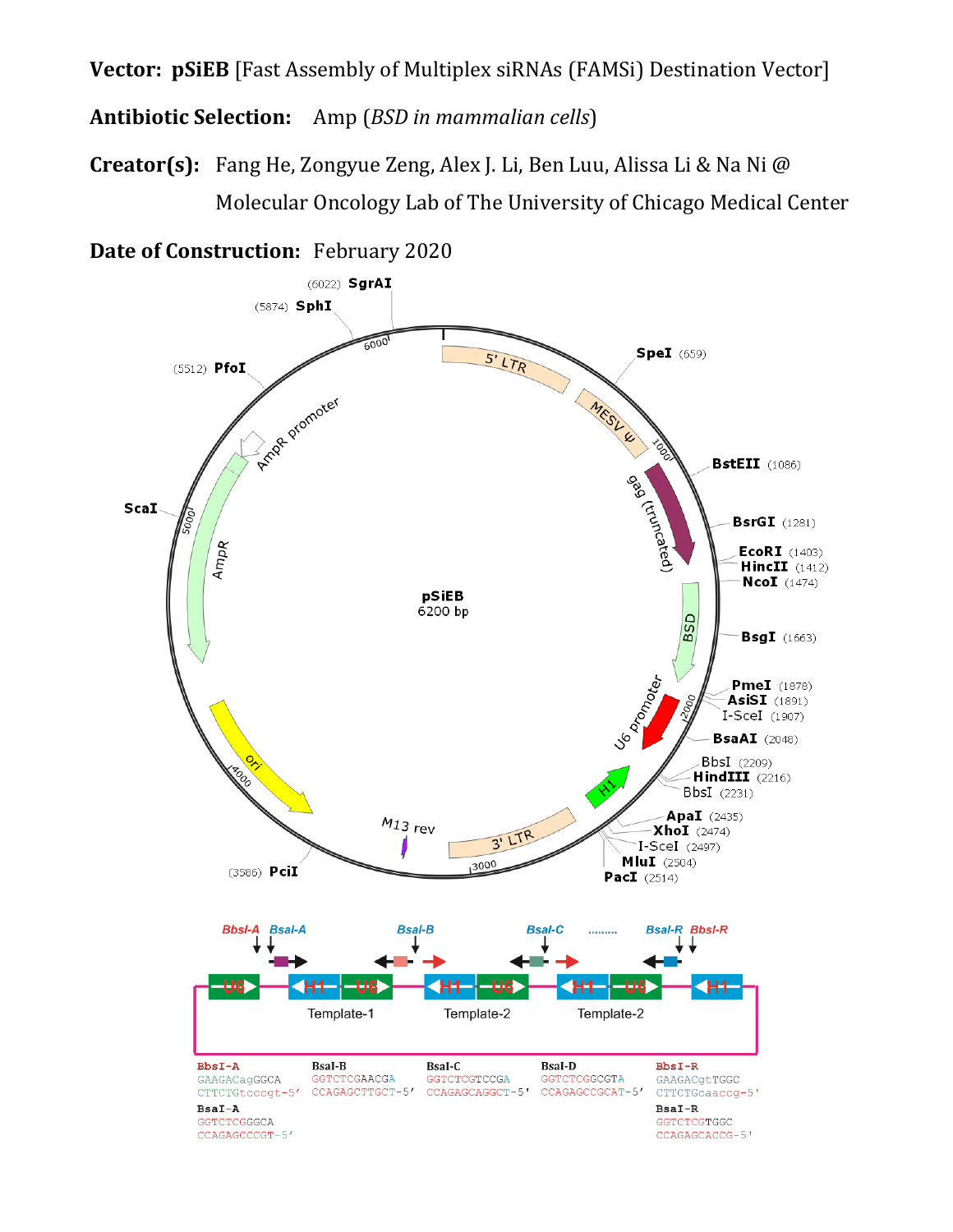**Vector: pSiEB** [Fast Assembly of Multiplex siRNAs (FAMSi) Destination Vector]

**Antibiotic Selection:** Amp (*BSD in mammalian cells*)

**Creator(s):** Fang He, Zongyue Zeng, Alex J. Li, Ben Luu, Alissa Li & Na Ni @ Molecular Oncology Lab of The University of Chicago Medical Center

**Date of Construction:** February 2020

pSiEB
6200 bp

Restriction sites: SgrAI (6022), SphI (5874), PfoI (5512), ScaI, SpeI (659), BstEII (1086), BsrGI (1281), EcoRI (1403), HincII (1412), NcoI (1474), BsgI (1663), PmeI (1878), AsiSI (1891), I-SceI (1907), BsaAI (2048), BbsI (2209), HindIII (2216), BbsI (2231), ApaI (2435), XhoI (2474), I-SceI (2497), MluI (2504), PacI (2514), PciI (3586)

Features: 5' LTR, MESV ψ, gag (truncated), BSD, U6 promoter, H1, 3' LTR, M13 rev, ori, AmpR, AmpR promoter

BbsI-A, BsaI-A, BsaI-B, BsaI-C, ........., BsaI-R, BbsI-R

U6 — H1 U6 (Template-1) — H1 U6 (Template-2) — H1 U6 (Template-2) — H1

| BbsI-A | BsaI-B | BsaI-C | BsaI-D | BbsI-R |
|---|---|---|---|---|
| GAAGACagGGCA | GGTCTCGAACGA | GGTCTCGTCCGA | GGTCTCGGCGTA | GAAGACgtTGGC |
| CTTCTGtcccgt-5' | CCAGAGCTTGCT-5' | CCAGAGCAGGCT-5' | CCAGAGCCGCAT-5' | CTTCTGcaaccg-5' |
| **BsaI-A** | | | | **BsaI-R** |
| GGTCTCGGGCA | | | | GGTCTCGTGGC |
| CCAGAGCCCGT-5' | | | | CCAGAGCACCG-5' |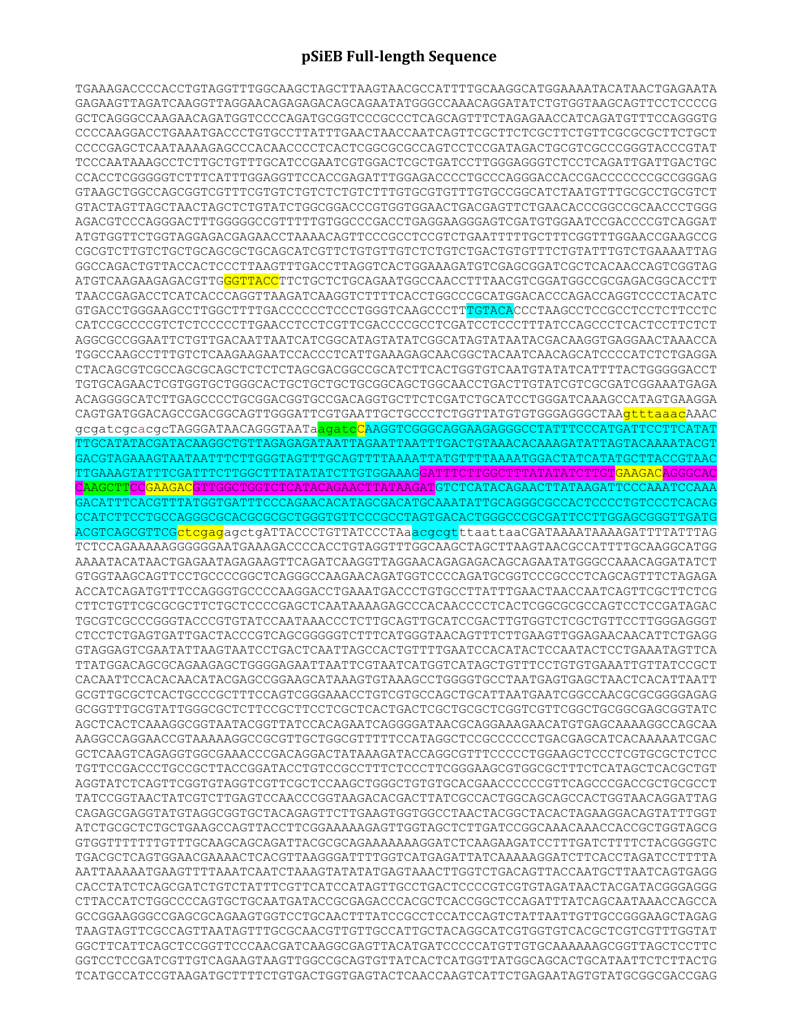# pSiEB Full-length Sequence

```
TGAAAGACCCCACCTGTAGGTTTGGCAAGCTAGCTTAAGTAACGCCATTTTGCAAGGCATGGAAAATACATAACTGAGAATA
GAGAAGTTAGATCAAGGTTAGGAACAGAGAGACAGCAGAATATGGGCCAAACAGGATATCTGTGGTAAGCAGTTCCTCCCCG
GCTCAGGGCCAAGAACAGATGGTCCCCAGATGCGGTCCCGCCCTCAGCAGTTTCTAGAGAACCATCAGATGTTTCCAGGGTG
CCCCAAGGACCTGAAATGACCCTGTGCCTTATTTGAACTAACCAATCAGTTCGCTTCTCGCTTCTGTTCGCGCGCTTCTGCT
CCCCGAGCTCAATAAAAGAGCCCACAACCCCTCACTCGGCGCGCCAGTCCTCCGATAGACTGCGTCGCCCGGGTACCCGTAT
TCCCAATAAAGCCTCTTGCTGTTTGCATCCGAATCGTGGACTCGCTGATCCTTGGGAGGGTCTCCTCAGATTGATTGACTGC
CCACCTCGGGGGTCTTTCATTTGGAGGTTCCACCGAGATTTGGAGACCCCTGCCCAGGGACCACCGACCCCCCCGCCGGGAG
GTAAGCTGGCCAGCGGTCGTTTCGTGTCTGTCTCTGTCTTTGTGCGTGTTTGTGCCGGCATCTAATGTTTGCGCCTGCGTCT
GTACTAGTTAGCTAACTAGCTCTGTATCTGGCGGACCCGTGGTGGAACTGACGAGTTCTGAACACCCGGCCGCAACCCTGGG
AGACGTCCCAGGGACTTTGGGGGCCGTTTTTGTGGCCCGACCTGAGGAAGGGAGTCGATGTGGAATCCGACCCCGTCAGGAT
ATGTGGTTCTGGTAGGAGACGAGAACCTAAAACAGTTCCCGCCTCCGTCTGAATTTTTGCTTTCGGTTTGGAACCGAAGCCG
CGCGTCTTGTCTGCTGCAGCGCTGCAGCATCGTTCTGTGTTGTCTCTGTCTGACTGTGTTTCTGTATTTGTCTGAAAATTAG
GGCCAGACTGTTACCACTCCCTTAAGTTTGACCTTAGGTCACTGGAAAGATGTCGAGCGGATCGCTCACAACCAGTCGGTAG
ATGTCAAGAAGAGACGTTGGGTTACCTTCTGCTCTGCAGAATGGCCAACCTTTAACGTCGGATGGCCGCGAGACGGCACCTT
TAACCGAGACCTCATCACCCAGGTTAAGATCAAGGTCTTTTCACCTGGCCCGCATGGACACCCAGACCAGGTCCCCTACATC
GTGACCTGGGAAGCCTTGGCTTTTGACCCCCCTCCCTGGGTCAAGCCCTTTGTACACCCTAAGCCTCCGCCTCCTCTTCCTC
CATCCGCCCCGTCTCTCCCCCTTGAACCTCCTCGTTCGACCCCGCCTCGATCCTCCCTTTATCCAGCCCTCACTCCTTCTCT
AGGCGCCGGAATTCTGTTGACAATTAATCATCGGCATAGTATATCGGCATAGTATAATACGACAAGGTGAGGAACTAAACCA
TGGCCAAGCCTTTGTCTCAAGAAGAATCCACCCTCATTGAAAGAGCAACGGCTACAATCAACAGCATCCCCATCTCTGAGGA
CTACAGCGTCGCCAGCGCAGCTCTCTCTAGCGACGGCCGCATCTTCACTGGTGTCAATGTATATCATTTTACTGGGGGACCT
TGTGCAGAACTCGTGGTGCTGGGCACTGCTGCTGCGGCAGCTGGCAACCTGACTTGTATCGTCGCGATCGGAAATGAGA
ACAGGGGCATCTTGAGCCCCTGCGGACGGTGCCGACAGGTGCTTCTCGATCTGCATCCTGGGATCAAAGCCATAGTGAAGGA
CAGTGATGGACAGCCGACGGCAGTTGGGATTCGTGAATTGCTGCCCTCTGGTTATGTGTGGGAGGGCTAAgtttaaacAAAC
gcgatcgcacgcTAGGGATAACAGGGTAATaagatcCAAGGTCGGGCAGGAAGAGGGCCTATTTCCCATGATTCCTTCATAT
TTGCATATACGATACAAGGCTGTTAGAGAGATAATTAGAATTAATTTGACTGTAAACACAAAGATATTAGTACAAAATACGT
GACGTAGAAAGTAATAATTTCTTGGGTAGTTTGCAGTTTTAAAATTATGTTTTAAAATGGACTATCATATGCTTACCGTAAC
TTGAAAGTATTTCGATTTCTTGGCTTTATATATCTTGTGGAAAGGATTTCTTGGCTTTATATATCTTGTGAAGACAGGGCAC
CAAGCTTCCGAAGACGTTGGCTGGTCTCATACAGAACTTATAAGATGTCTCATACAGAACTTATAAGATTCCCAAATCCAAA
GACATTTCACGTTTATGGTGATTTCCCAGAACACATAAGCGACATGCAAATATTGCAGGGCGCCACTCCCCTGTCCCTCACAG
CCATCTTCCTGCCAGGGCGCACGCGCGCTGGGTGTTCCCGCCTAGTGACACTGGGCCCGCGATTCCTTGGAGCGGGTTGATG
ACGTCAGCGTTCGctcgagagctgATTACCCTGTTATCCCTAaacgcgtttaattaaCGATAAAATAAAAGATTTTATTTAG
TCTCCAGAAAAAGGGGGGAATGAAAGACCCCACCTGTAGGTTTGGCAAGCTAGCTTAAGTAACGCCATTTTGCAAGGCATGG
AAAATACATAACTGAGAATAGAGAAGTTCAGATCAAGGTTAGGAACAGAGAGACAGCAGAATATGGGCCAAACAGGATATCT
GTGGTAAGCAGTTCCTGCCCCGGCTCAGGGCCAAGAACAGATGGTCCCCAGATGCGGTCCCGCCCTCAGCAGTTTCTAGAGA
ACCATCAGATGTTTCCAGGGTGCCCCAAGGACCTGAAATGACCCTGTGCCTTATTTGAACTAACCAATCAGTTCGCTTCTCG
CTTCTGTTCGCGCGCTTCTGCTCCCCGAGCTCAATAAAAGAGCCCACAACCCCTCACTCGGCGCGCCAGTCCTCCGATAGAC
TGCGTCGCCCGGGTACCCGTGTATCCAATAAACCCTCTTGCAGTTGCATCCGACTTGTGGTCTCGCTGTTCCTTGGGAGGGT
CTCCTCTGAGTGATTGACTACCCGTCAGCGGGGGTCTTTCATGGGTAACAGTTTCTTGAAGTTGGAGAACAACATTCTGAGG
GTAGGAGTCGAATATTAAGTAATCCTGACTCAATTAGCCACTGTTTTGAATCCACATACTCCAATACTCCTGAAATAGTTCA
TTATGGACAGCGCAGAAGAGCTGGGGAGAATTAATTCGTAATCATGGTCATAGCTGTTTCCTGTGTGAAATTGTTATCCGCT
CACAATTCCACACAACATACGAGCCGGAAGCATAAAGTGTAAAGCCTGGGGTGCCTAATGAGTGAGCTAACTCACATTAATT
GCGTTGCGCTCACTGCCCGCTTTCCAGTCGGGAAACCTGTCGTGCCAGCTGCATTAATGAATCGGCCAACGCGCGGGGAGAG
GCGGTTTGCGTATTGGGCGCTCTTCCGCTTCCTCGCTCACTGACTCGCTGCGCTCGGTCGTTCGGCTGCGGCGAGCGGTATC
AGCTCACTCAAAGGCGGTAATACGGTTATCCACAGAATCAGGGGATAACGCAGGAAAGAACATGTGAGCAAAAGGCCAGCAA
AAGGCCAGGAACCGTAAAAAGGCCGCGTTGCTGGCGTTTTTCCATAGGCTCCGCCCCCCTGACGAGCATCACAAAAATCGAC
GCTCAAGTCAGAGGTGGCGAAACCCGACAGGACTATAAAGATACCAGGCGTTTCCCCCTGGAAGCTCCCTCGTGCGCTCTCC
TGTTCCGACCCTGCCGCTTACCGGATACCTGTCCGCCTTTCTCCCTTCGGGAAGCGTGGCGCTTTCTCATAGCTCACGCTGT
AGGTATCTCAGTTCGGTGTAGGTCGTTCGCTCCAAGCTGGGCTGTGTGCACGAACCCCCCGTTCAGCCCGACCGCTGCGCCT
TATCCGGTAACTATCGTCTTGAGTCCAACCCGGTAAGACACGACTTATCGCCACTGGCAGCAGCCACTGGTAACAGGATTAG
CAGAGCGAGGTATGTAGGCGGTGCTACAGAGTTCTTGAAGTGGTGGCCTAACTACGGCTACACTAGAAGGACAGTATTTGGT
ATCTGCGCTCTGCTGAAGCCAGTTACCTTCGGAAAAAGAGTTGGTAGCTCTTGATCCGGCAAACAAACCACCGCTGGTAGCG
GTGGTTTTTTTGTTTGCAAGCAGCAGATTACGCGCAGAAAAAAAGGATCTCAAGAAGATCCTTTGATCTTTTCTACGGGGTC
TGACGCTCAGTGGAACGAAAACTCACGTTAAGGGATTTTGGTCATGAGATTATCAAAAAGGATCTTCACCTAGATCCTTTTA
AATTAAAAATGAAGTTTTAAATCAATCTAAAGTATATATGAGTAAACTTGGTCTGACAGTTACCAATGCTTAATCAGTGAGG
CACCTATCTCAGCGATCTGTCTATTTCGTTCATCCATAGTTGCCTGACTCCCCGTCGTGTAGATAACTACGATACGGGAGGG
CTTACCATCTGGCCCCAGTGCTGCAATGATACCGCGAGACCCACGCTCACCGGCTCCAGATTTATCAGCAATAAACCAGCCA
GCCGGAAGGGCCGAGCGCAGAAGTGGTCCTGCAACTTTATCCGCCTCCATCCAGTCTATTAATTGTTGCCGGGAAGCTAGAG
TAAGTAGTTCGCCAGTTAATAGTTTGCGCAACGTTGTTGCCATTGCTACAGGCATCGTGGTGTCACGCTCGTCGTTTGGTAT
GGCTTCATTCAGCTCCGGTTCCCAACGATCAAGGCGAGTTACATGATCCCCCATGTTGTGCAAAAAAGCGGTTAGCTCCTTC
GGTCCTCCGATCGTTGTCAGAAGTAAGTTGGCCGCAGTGTTATCACTCATGGTTATGGCAGCACTGCATAATTCTCTTACTG
TCATGCCATCCGTAAGATGCTTTTCTGTGACTGGTGAGTACTCAACCAAGTCATTCTGAGAATAGTGTATGCGGCGACCGAG
```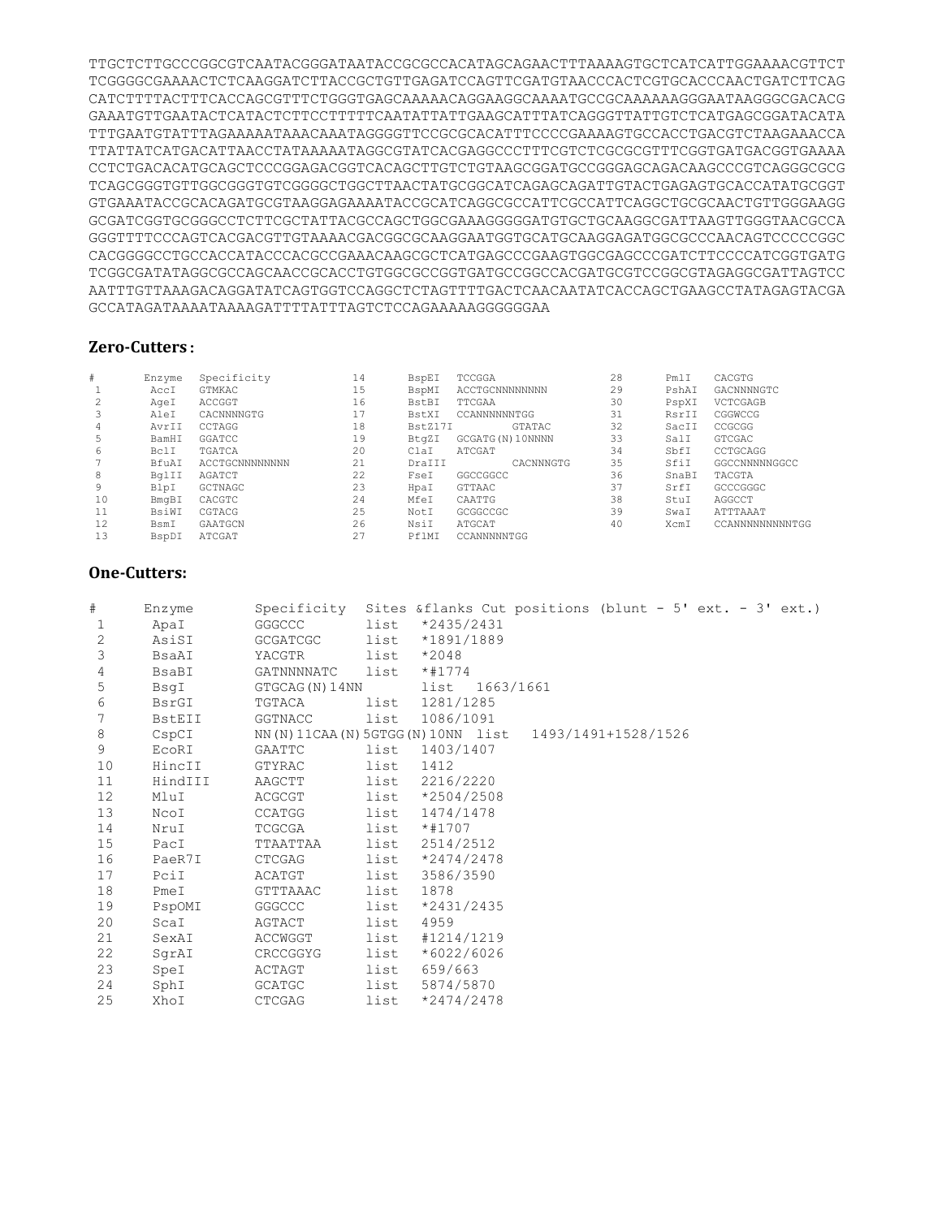```
TTGCTCTTGCCCGGCGTCAATACGGGATAATACCGCGCCACATAGCAGAACTTTAAAAGTGCTCATCATTGGAAAACGTTCT
TCGGGGCGAAAACTCTCAAGGATCTTACCGCTGTTGAGATCCAGTTCGATGTAACCCACTCGTGCACCCAACTGATCTTCAG
CATCTTTTACTTTCACCAGCGTTTCTGGGTGAGCAAAAACAGGAAGGCAAAATGCCGCAAAAAAGGGAATAAGGGCGACACG
GAAATGTTGAATACTCATACTCTTCCTTTTTCAATATTATTGAAGCATTTATCAGGGTTATTGTCTCATGAGCGGATACATA
TTTGAATGTATTTAGAAAAATAAACAAATAGGGGTTCCGCGCACATTTCCCCGAAAAGTGCCACCTGACGTCTAAGAAACCA
TTATTATCATGACATTAACCTATAAAAATAGGCGTATCACGAGGCCCTTTCGTCTCGCGCGTTTCGGTGATGACGGTGAAAA
CCTCTGACACATGCAGCTCCCGGAGACGGTCACAGCTTGTCTGTAAGCGGATGCCGGGAGCAGACAAGCCCGTCAGGGCGCG
TCAGCGGGTGTTGGCGGGTGTCGGGGCTGGCTTAACTATGCGGCATCAGAGCAGATTGTACTGAGAGTGCACCATATGCGGT
GTGAAATACCGCACAGATGCGTAAGGAGAAAATACCGCATCAGGCGCCATTCGCCATTCAGGCTGCGCAACTGTTGGGAAGG
GCGATCGGTGCGGGCCTCTTCGCTATTACGCCAGCTGGCGAAAGGGGGATGTGCTGCAAGGCGATTAAGTTGGGTAACGCCA
GGGTTTTCCCAGTCACGACGTTGTAAAACGACGGCGCAAGGAATGGTGCATGCAAGGAGATGGCGCCCAACAGTCCCCCGGC
CACGGGGCCTGCCACCATACCCACGCCGAAACAAGCGCTCATGAGCCCGAAGTGGCGAGCCCGATCTTCCCCATCGGTGATG
TCGGCGATATAGGCGCCAGCAACCGCACCTGTGGCGCCGGTGATGCCGGCCACGATGCGTCCGGCGTAGAGGCGATTAGTCC
AATTTGTTAAAGACAGGATATCAGTGGTCCAGGCTCTAGTTTTGACTCAACAATATCACCAGCTGAAGCCTATAGAGTACGA
GCCATAGATAAAATAAAAGATTTTATTTAGTCTCCAGAAAAAGGGGGGAA
```

**Zero-Cutters:**

| # | Enzyme | Specificity | # | Enzyme | Specificity | # | Enzyme | Specificity |
|---|---|---|---|---|---|---|---|---|
| 1 | AccI | GTMKAC | 14 | BspEI | TCCGGA | 28 | PmlI | CACGTG |
| 2 | AgeI | ACCGGT | 15 | BspMI | ACCTGCNNNNNNNN | 29 | PshAI | GACNNNNGTC |
| 3 | AleI | CACNNNNGTG | 16 | BstBI | TTCGAA | 30 | PspXI | VCTCGAGB |
| 4 | AvrII | CCTAGG | 17 | BstXI | CCANNNNNNTGG | 31 | RsrII | CGGWCCG |
| 5 | BamHI | GGATCC | 18 | BstZ17I | GTATAC | 32 | SacII | CCGCGG |
| 6 | BclI | TGATCA | 19 | BtgZI | GCGATG(N)10NNNN | 33 | SalI | GTCGAC |
| 7 | BfuAI | ACCTGCNNNNNNNN | 20 | ClaI | ATCGAT | 34 | SbfI | CCTGCAGG |
| 8 | BglII | AGATCT | 21 | DraIII | CACNNNGTG | 35 | SfiI | GGCCNNNNNGGCC |
| 9 | BlpI | GCTNAGC | 22 | FseI | GGCCGGCC | 36 | SnaBI | TACGTA |
| 10 | BmgBI | CACGTC | 23 | HpaI | GTTAAC | 37 | SrfI | GCCCGGGC |
| 11 | BsiWI | CGTACG | 24 | MfeI | CAATTG | 38 | StuI | AGGCCT |
| 12 | BsmI | GAATGCN | 25 | NotI | GCGGCCGC | 39 | SwaI | ATTTAAAT |
| 13 | BspDI | ATCGAT | 26 | NsiI | ATGCAT | 40 | XcmI | CCANNNNNNNNNTGG |
| | | | 27 | PflMI | CCANNNNNTGG | | | |

**One-Cutters:**

| # | Enzyme | Specificity | Sites &flanks | Cut positions (blunt - 5' ext. - 3' ext.) |
|---|---|---|---|---|
| 1 | ApaI | GGGCCC | list | *2435/2431 |
| 2 | AsiSI | GCGATCGC | list | *1891/1889 |
| 3 | BsaAI | YACGTR | list | *2048 |
| 4 | BsaBI | GATNNNNATC | list | *#1774 |
| 5 | BsgI | GTGCAG(N)14NN | list | 1663/1661 |
| 6 | BsrGI | TGTACA | list | 1281/1285 |
| 7 | BstEII | GGTNACC | list | 1086/1091 |
| 8 | CspCI | NN(N)11CAA(N)5GTGG(N)10NN | list | 1493/1491+1528/1526 |
| 9 | EcoRI | GAATTC | list | 1403/1407 |
| 10 | HincII | GTYRAC | list | 1412 |
| 11 | HindIII | AAGCTT | list | 2216/2220 |
| 12 | MluI | ACGCGT | list | *2504/2508 |
| 13 | NcoI | CCATGG | list | 1474/1478 |
| 14 | NruI | TCGCGA | list | *#1707 |
| 15 | PacI | TTAATTAA | list | 2514/2512 |
| 16 | PaeR7I | CTCGAG | list | *2474/2478 |
| 17 | PciI | ACATGT | list | 3586/3590 |
| 18 | PmeI | GTTTAAAC | list | 1878 |
| 19 | PspOMI | GGGCCC | list | *2431/2435 |
| 20 | ScaI | AGTACT | list | 4959 |
| 21 | SexAI | ACCWGGT | list | #1214/1219 |
| 22 | SgrAI | CRCCGGYG | list | *6022/6026 |
| 23 | SpeI | ACTAGT | list | 659/663 |
| 24 | SphI | GCATGC | list | 5874/5870 |
| 25 | XhoI | CTCGAG | list | *2474/2478 |